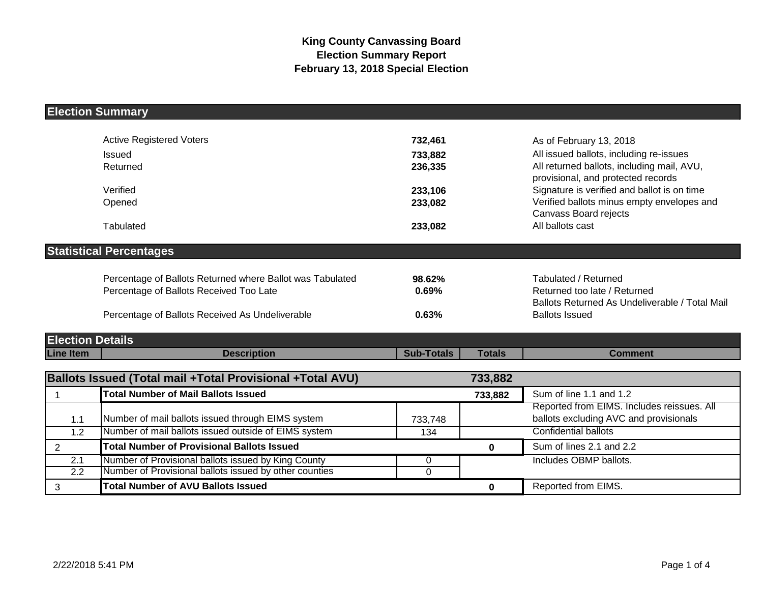**King County Canvassing Board**
**Election Summary Report**
**February 13, 2018 Special Election**

## Election Summary

| | | |
|---|---|---|
| Active Registered Voters | **732,461** | As of February 13, 2018 |
| Issued | **733,882** | All issued ballots, including re-issues |
| Returned | **236,335** | All returned ballots, including mail, AVU, provisional, and protected records |
| Verified | **233,106** | Signature is verified and ballot is on time |
| Opened | **233,082** | Verified ballots minus empty envelopes and Canvass Board rejects |
| Tabulated | **233,082** | All ballots cast |

## Statistical Percentages

| | | |
|---|---|---|
| Percentage of Ballots Returned where Ballot was Tabulated | **98.62%** | Tabulated / Returned |
| Percentage of Ballots Received Too Late | **0.69%** | Returned too late / Returned |
| Percentage of Ballots Received As Undeliverable | **0.63%** | Ballots Returned As Undeliverable / Total Mail Ballots Issued |

## Election Details

| Line Item | Description | Sub-Totals | Totals | Comment |
|---|---|---|---|---|
| **Ballots Issued (Total mail +Total Provisional +Total AVU)** | | | **733,882** | |
| 1 | **Total Number of Mail Ballots Issued** | | **733,882** | Sum of line 1.1 and 1.2 |
| 1.1 | Number of mail ballots issued through EIMS system | 733,748 | | Reported from EIMS. Includes reissues. All ballots excluding AVC and provisionals |
| 1.2 | Number of mail ballots issued outside of EIMS system | 134 | | Confidential ballots |
| 2 | **Total Number of Provisional Ballots Issued** | | **0** | Sum of lines 2.1 and 2.2 |
| 2.1 | Number of Provisional ballots issued by King County | 0 | | Includes OBMP ballots. |
| 2.2 | Number of Provisional ballots issued by other counties | 0 | | |
| 3 | **Total Number of AVU Ballots Issued** | | **0** | Reported from EIMS. |

2/22/2018 5:41 PM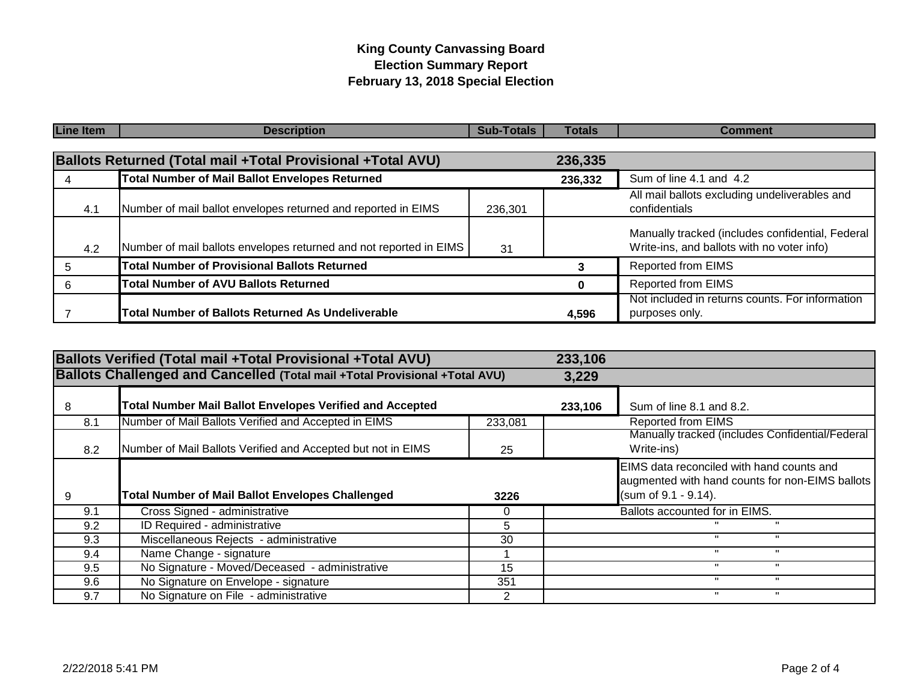# King County Canvassing Board
## Election Summary Report
## February 13, 2018 Special Election

| Line Item | Description | Sub-Totals | Totals | Comment |
|---|---|---|---|---|
| | **Ballots Returned (Total mail +Total Provisional +Total AVU)** | | **236,335** | |
| 4 | **Total Number of Mail Ballot Envelopes Returned** | | **236,332** | Sum of line 4.1 and 4.2 |
| 4.1 | Number of mail ballot envelopes returned and reported in EIMS | 236,301 | | All mail ballots excluding undeliverables and confidentials |
| 4.2 | Number of mail ballots envelopes returned and not reported in EIMS | 31 | | Manually tracked (includes confidential, Federal Write-ins, and ballots with no voter info) |
| 5 | **Total Number of Provisional Ballots Returned** | | **3** | Reported from EIMS |
| 6 | **Total Number of AVU Ballots Returned** | | **0** | Reported from EIMS |
| 7 | **Total Number of Ballots Returned As Undeliverable** | | **4,596** | Not included in returns counts. For information purposes only. |

| Line Item | Description | Sub-Totals | Totals | Comment |
|---|---|---|---|---|
| | **Ballots Verified (Total mail +Total Provisional +Total AVU)** | | **233,106** | |
| | **Ballots Challenged and Cancelled (Total mail +Total Provisional +Total AVU)** | | **3,229** | |
| 8 | **Total Number Mail Ballot Envelopes Verified and Accepted** | | **233,106** | Sum of line 8.1 and 8.2. |
| 8.1 | Number of Mail Ballots Verified and Accepted in EIMS | 233,081 | | Reported from EIMS |
| 8.2 | Number of Mail Ballots Verified and Accepted but not in EIMS | 25 | | Manually tracked (includes Confidential/Federal Write-ins) |
| 9 | **Total Number of Mail Ballot Envelopes Challenged** | **3226** | | EIMS data reconciled with hand counts and augmented with hand counts for non-EIMS ballots (sum of 9.1 - 9.14). |
| 9.1 | Cross Signed - administrative | 0 | | Ballots accounted for in EIMS. |
| 9.2 | ID Required - administrative | 5 | | " " |
| 9.3 | Miscellaneous Rejects - administrative | 30 | | " " |
| 9.4 | Name Change - signature | 1 | | " " |
| 9.5 | No Signature - Moved/Deceased - administrative | 15 | | " " |
| 9.6 | No Signature on Envelope - signature | 351 | | " " |
| 9.7 | No Signature on File - administrative | 2 | | " " |

2/22/2018 5:41 PM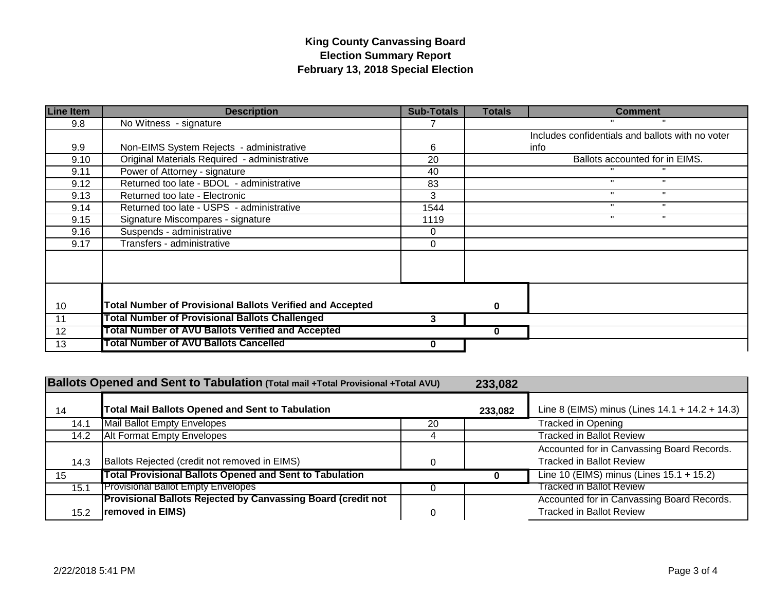# King County Canvassing Board
## Election Summary Report
### February 13, 2018 Special Election

| Line Item | Description | Sub-Totals | Totals | Comment |
|---|---|---|---|---|
| 9.8 | No Witness - signature | 7 | | " " |
| 9.9 | Non-EIMS System Rejects - administrative | 6 | | Includes confidentials and ballots with no voter info |
| 9.10 | Original Materials Required - administrative | 20 | | Ballots accounted for in EIMS. |
| 9.11 | Power of Attorney - signature | 40 | | " " |
| 9.12 | Returned too late - BDOL - administrative | 83 | | " " |
| 9.13 | Returned too late - Electronic | 3 | | " " |
| 9.14 | Returned too late - USPS - administrative | 1544 | | " " |
| 9.15 | Signature Miscompares - signature | 1119 | | " " |
| 9.16 | Suspends - administrative | 0 | | |
| 9.17 | Transfers - administrative | 0 | | |
| | | | | |
| 10 | **Total Number of Provisional Ballots Verified and Accepted** | | **0** | |
| 11 | **Total Number of Provisional Ballots Challenged** | **3** | | |
| 12 | **Total Number of AVU Ballots Verified and Accepted** | | **0** | |
| 13 | **Total Number of AVU Ballots Cancelled** | **0** | | |

| **Ballots Opened and Sent to Tabulation** (Total mail +Total Provisional +Total AVU) | | | **233,082** | |
|---|---|---|---|---|
| 14 | **Total Mail Ballots Opened and Sent to Tabulation** | | **233,082** | Line 8 (EIMS) minus (Lines 14.1 + 14.2 + 14.3) |
| 14.1 | Mail Ballot Empty Envelopes | 20 | | Tracked in Opening |
| 14.2 | Alt Format Empty Envelopes | 4 | | Tracked in Ballot Review |
| 14.3 | Ballots Rejected (credit not removed in EIMS) | 0 | | Accounted for in Canvassing Board Records. Tracked in Ballot Review |
| 15 | **Total Provisional Ballots Opened and Sent to Tabulation** | | **0** | Line 10 (EIMS) minus (Lines 15.1 + 15.2) |
| 15.1 | Provisional Ballot Empty Envelopes | 0 | | Tracked in Ballot Review |
| 15.2 | **Provisional Ballots Rejected by Canvassing Board (credit not removed in EIMS)** | 0 | | Accounted for in Canvassing Board Records. Tracked in Ballot Review |

2/22/2018 5:41 PM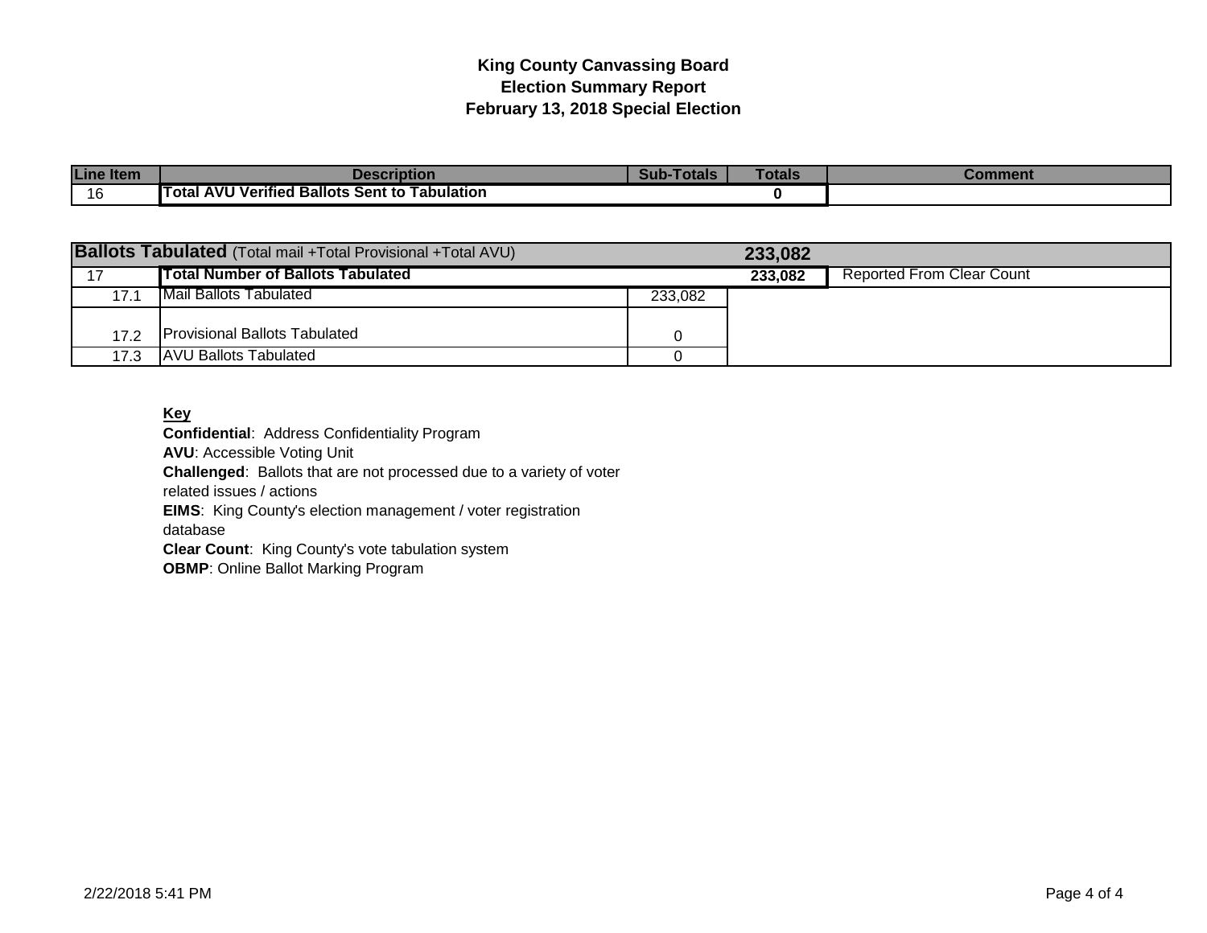**King County Canvassing Board**
**Election Summary Report**
**February 13, 2018 Special Election**

| Line Item | Description | Sub-Totals | Totals | Comment |
|---|---|---|---|---|
| 16 | **Total AVU Verified Ballots Sent to Tabulation** | | **0** | |

| | | | | |
|---|---|---|---|---|
| **Ballots Tabulated** (Total mail +Total Provisional +Total AVU) | | | **233,082** | |
| 17 | **Total Number of Ballots Tabulated** | | **233,082** | Reported From Clear Count |
| 17.1 | Mail Ballots Tabulated | 233,082 | | |
| 17.2 | Provisional Ballots Tabulated | 0 | | |
| 17.3 | AVU Ballots Tabulated | 0 | | |

**Key**

**Confidential**: Address Confidentiality Program
**AVU**: Accessible Voting Unit
**Challenged**: Ballots that are not processed due to a variety of voter related issues / actions
**EIMS**: King County's election management / voter registration database
**Clear Count**: King County's vote tabulation system
**OBMP**: Online Ballot Marking Program

2/22/2018 5:41 PM